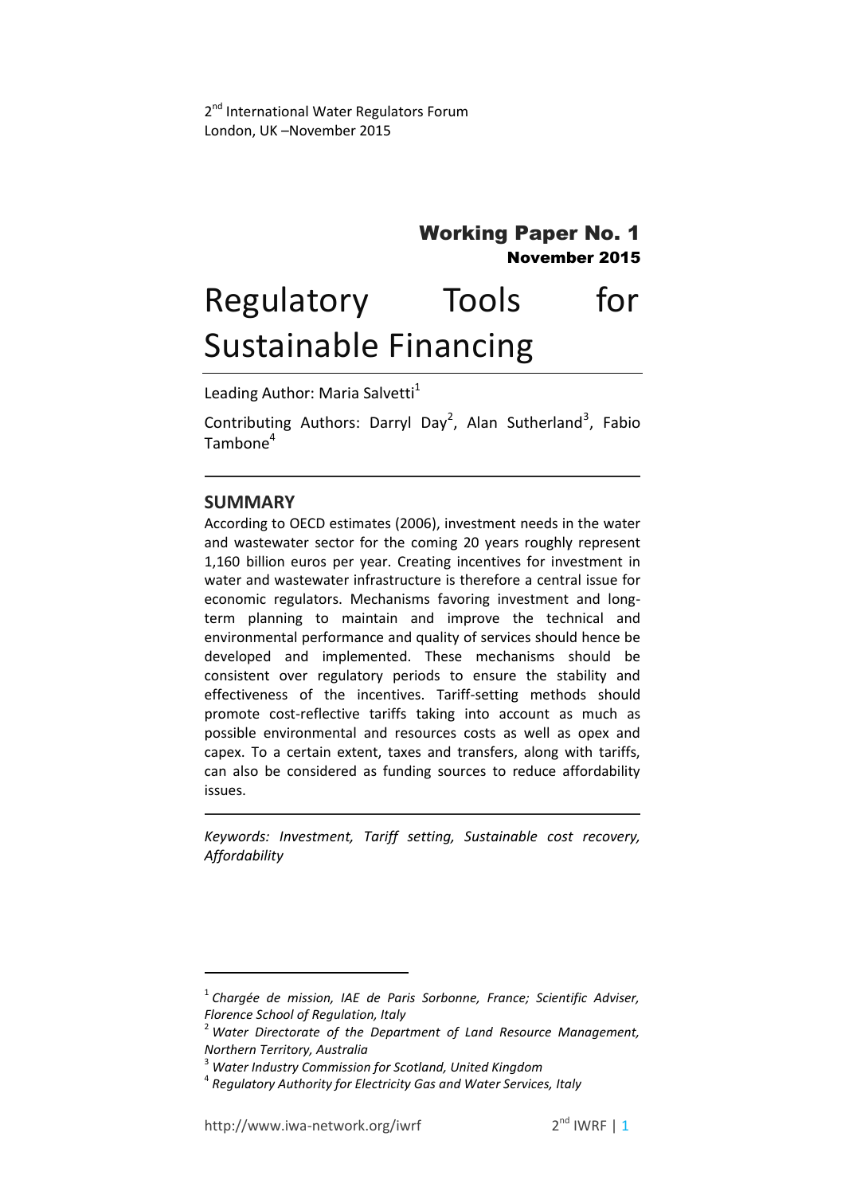2nd International Water Regulators Forum
London, UK –November 2015

**Working Paper No. 1**
**November 2015**

# Regulatory Tools for Sustainable Financing

Leading Author: Maria Salvetti[1]

Contributing Authors: Darryl Day[2], Alan Sutherland[3], Fabio Tambone[4]

## SUMMARY

According to OECD estimates (2006), investment needs in the water and wastewater sector for the coming 20 years roughly represent 1,160 billion euros per year. Creating incentives for investment in water and wastewater infrastructure is therefore a central issue for economic regulators. Mechanisms favoring investment and long-term planning to maintain and improve the technical and environmental performance and quality of services should hence be developed and implemented. These mechanisms should be consistent over regulatory periods to ensure the stability and effectiveness of the incentives. Tariff-setting methods should promote cost-reflective tariffs taking into account as much as possible environmental and resources costs as well as opex and capex. To a certain extent, taxes and transfers, along with tariffs, can also be considered as funding sources to reduce affordability issues.

*Keywords: Investment, Tariff setting, Sustainable cost recovery, Affordability*

---

[1] *Chargée de mission, IAE de Paris Sorbonne, France; Scientific Adviser, Florence School of Regulation, Italy*

[2] *Water Directorate of the Department of Land Resource Management, Northern Territory, Australia*

[3] *Water Industry Commission for Scotland, United Kingdom*

[4] *Regulatory Authority for Electricity Gas and Water Services, Italy*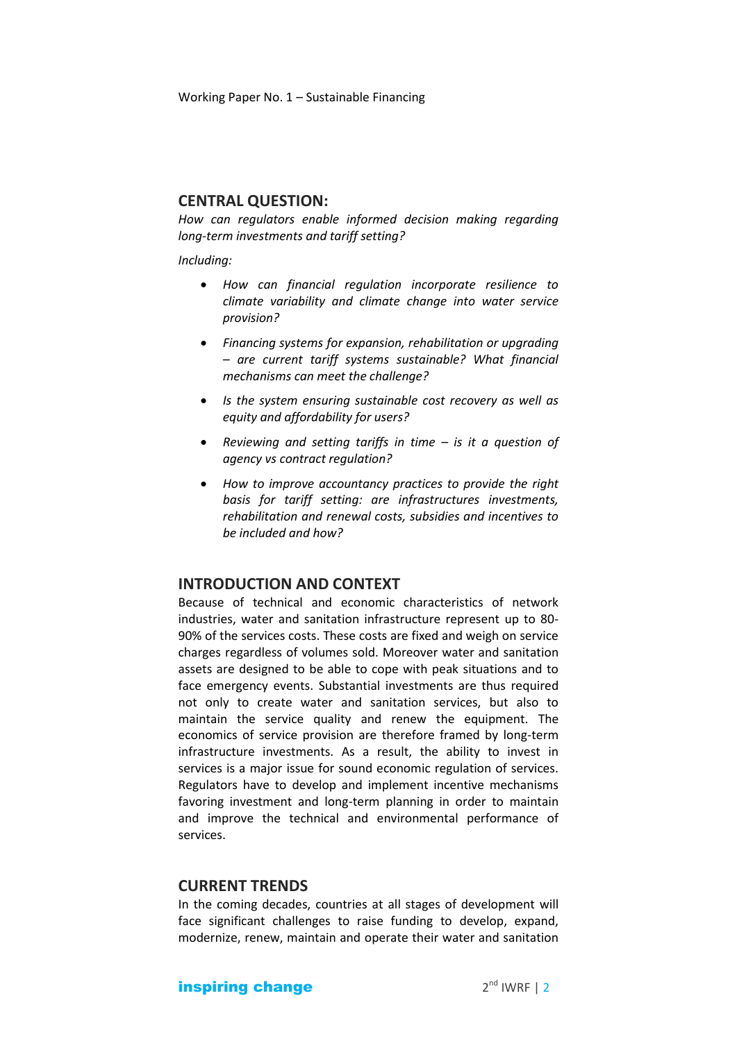## CENTRAL QUESTION:

*How can regulators enable informed decision making regarding long-term investments and tariff setting?*

*Including:*

- *How can financial regulation incorporate resilience to climate variability and climate change into water service provision?*
- *Financing systems for expansion, rehabilitation or upgrading – are current tariff systems sustainable? What financial mechanisms can meet the challenge?*
- *Is the system ensuring sustainable cost recovery as well as equity and affordability for users?*
- *Reviewing and setting tariffs in time – is it a question of agency vs contract regulation?*
- *How to improve accountancy practices to provide the right basis for tariff setting: are infrastructures investments, rehabilitation and renewal costs, subsidies and incentives to be included and how?*

## INTRODUCTION AND CONTEXT

Because of technical and economic characteristics of network industries, water and sanitation infrastructure represent up to 80-90% of the services costs. These costs are fixed and weigh on service charges regardless of volumes sold. Moreover water and sanitation assets are designed to be able to cope with peak situations and to face emergency events. Substantial investments are thus required not only to create water and sanitation services, but also to maintain the service quality and renew the equipment. The economics of service provision are therefore framed by long-term infrastructure investments. As a result, the ability to invest in services is a major issue for sound economic regulation of services. Regulators have to develop and implement incentive mechanisms favoring investment and long-term planning in order to maintain and improve the technical and environmental performance of services.

## CURRENT TRENDS

In the coming decades, countries at all stages of development will face significant challenges to raise funding to develop, expand, modernize, renew, maintain and operate their water and sanitation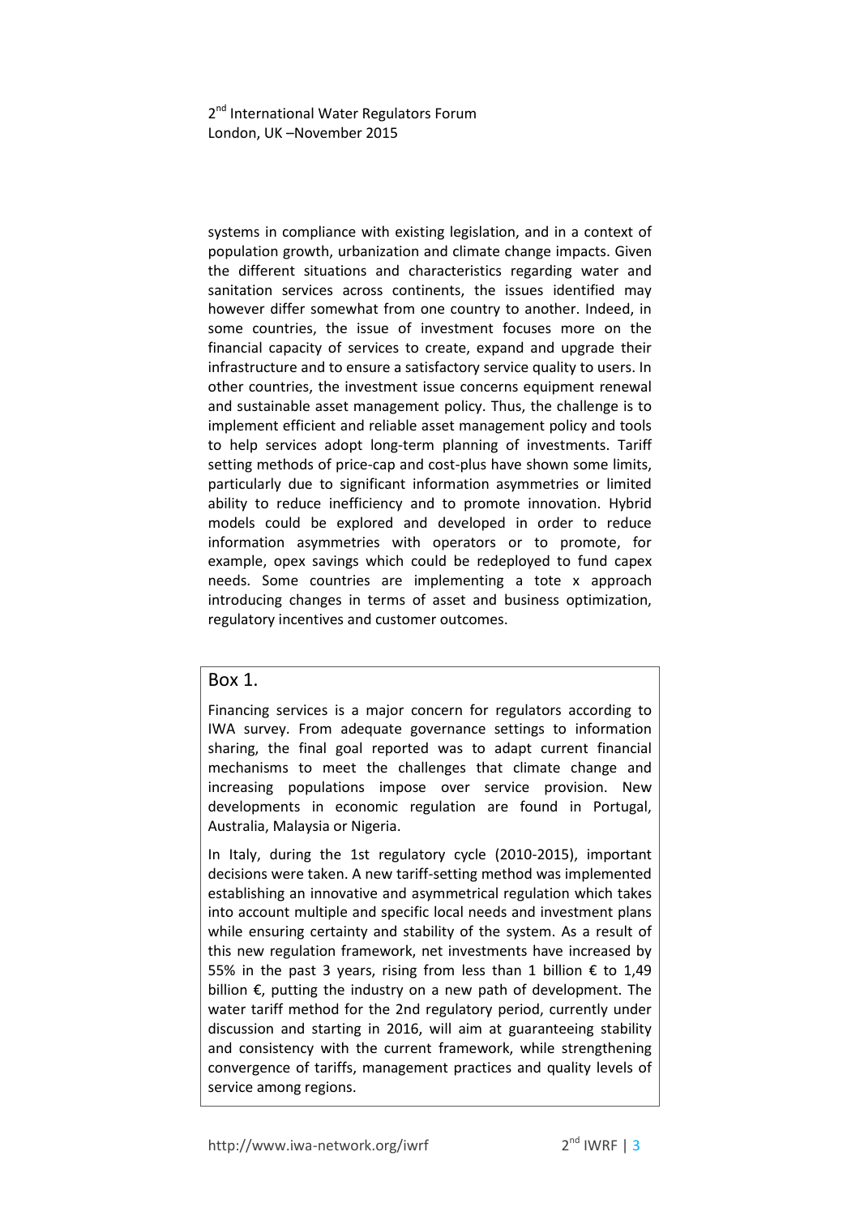systems in compliance with existing legislation, and in a context of population growth, urbanization and climate change impacts. Given the different situations and characteristics regarding water and sanitation services across continents, the issues identified may however differ somewhat from one country to another. Indeed, in some countries, the issue of investment focuses more on the financial capacity of services to create, expand and upgrade their infrastructure and to ensure a satisfactory service quality to users. In other countries, the investment issue concerns equipment renewal and sustainable asset management policy. Thus, the challenge is to implement efficient and reliable asset management policy and tools to help services adopt long-term planning of investments. Tariff setting methods of price-cap and cost-plus have shown some limits, particularly due to significant information asymmetries or limited ability to reduce inefficiency and to promote innovation. Hybrid models could be explored and developed in order to reduce information asymmetries with operators or to promote, for example, opex savings which could be redeployed to fund capex needs. Some countries are implementing a tote x approach introducing changes in terms of asset and business optimization, regulatory incentives and customer outcomes.

## Box 1.

Financing services is a major concern for regulators according to IWA survey. From adequate governance settings to information sharing, the final goal reported was to adapt current financial mechanisms to meet the challenges that climate change and increasing populations impose over service provision. New developments in economic regulation are found in Portugal, Australia, Malaysia or Nigeria.

In Italy, during the 1st regulatory cycle (2010-2015), important decisions were taken. A new tariff-setting method was implemented establishing an innovative and asymmetrical regulation which takes into account multiple and specific local needs and investment plans while ensuring certainty and stability of the system. As a result of this new regulation framework, net investments have increased by 55% in the past 3 years, rising from less than 1 billion € to 1,49 billion €, putting the industry on a new path of development. The water tariff method for the 2nd regulatory period, currently under discussion and starting in 2016, will aim at guaranteeing stability and consistency with the current framework, while strengthening convergence of tariffs, management practices and quality levels of service among regions.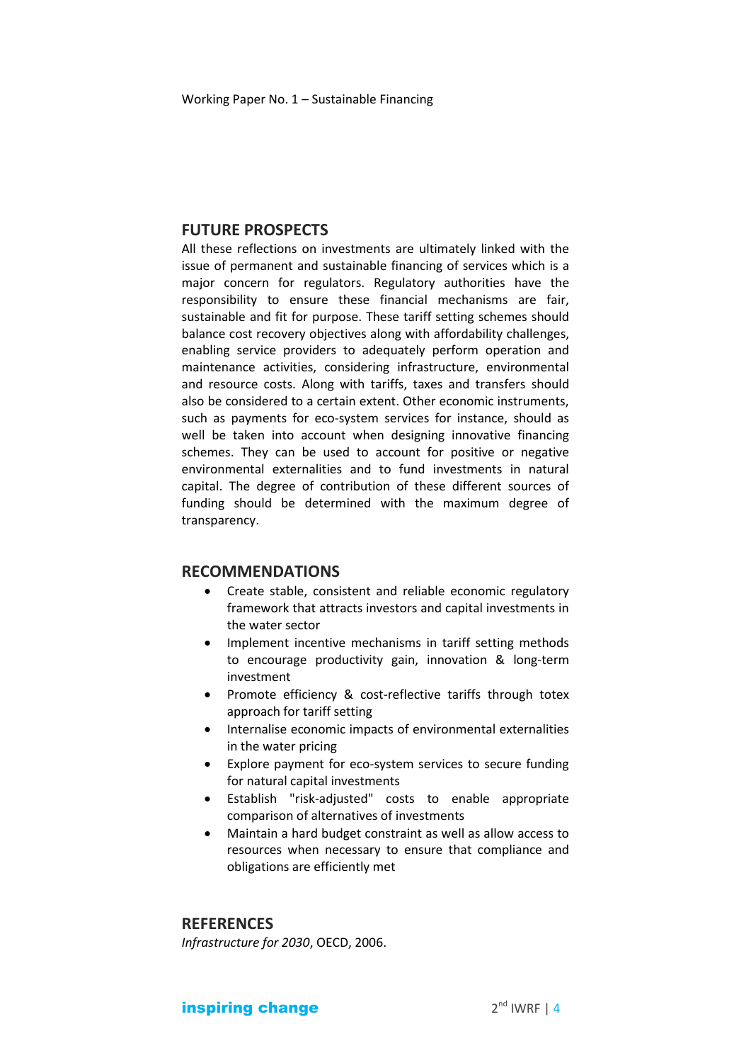## FUTURE PROSPECTS

All these reflections on investments are ultimately linked with the issue of permanent and sustainable financing of services which is a major concern for regulators. Regulatory authorities have the responsibility to ensure these financial mechanisms are fair, sustainable and fit for purpose. These tariff setting schemes should balance cost recovery objectives along with affordability challenges, enabling service providers to adequately perform operation and maintenance activities, considering infrastructure, environmental and resource costs. Along with tariffs, taxes and transfers should also be considered to a certain extent. Other economic instruments, such as payments for eco-system services for instance, should as well be taken into account when designing innovative financing schemes. They can be used to account for positive or negative environmental externalities and to fund investments in natural capital. The degree of contribution of these different sources of funding should be determined with the maximum degree of transparency.

## RECOMMENDATIONS

- Create stable, consistent and reliable economic regulatory framework that attracts investors and capital investments in the water sector
- Implement incentive mechanisms in tariff setting methods to encourage productivity gain, innovation & long-term investment
- Promote efficiency & cost-reflective tariffs through totex approach for tariff setting
- Internalise economic impacts of environmental externalities in the water pricing
- Explore payment for eco-system services to secure funding for natural capital investments
- Establish "risk-adjusted" costs to enable appropriate comparison of alternatives of investments
- Maintain a hard budget constraint as well as allow access to resources when necessary to ensure that compliance and obligations are efficiently met

## REFERENCES

*Infrastructure for 2030*, OECD, 2006.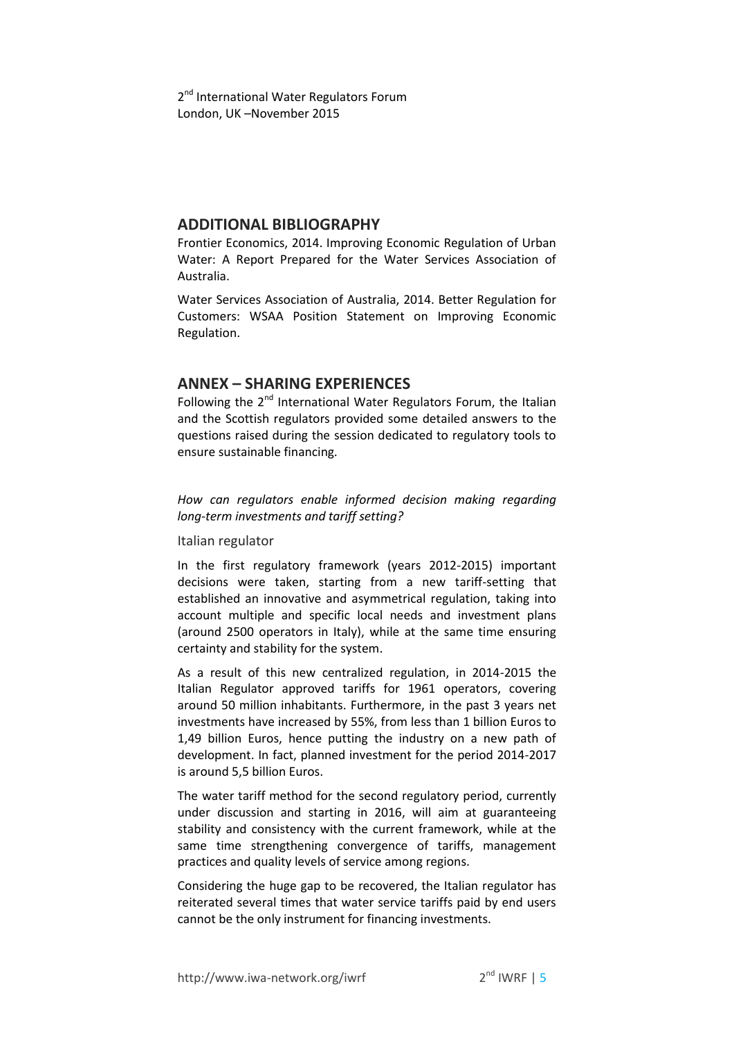## ADDITIONAL BIBLIOGRAPHY

Frontier Economics, 2014. Improving Economic Regulation of Urban Water: A Report Prepared for the Water Services Association of Australia.

Water Services Association of Australia, 2014. Better Regulation for Customers: WSAA Position Statement on Improving Economic Regulation.

## ANNEX – SHARING EXPERIENCES

Following the 2nd International Water Regulators Forum, the Italian and the Scottish regulators provided some detailed answers to the questions raised during the session dedicated to regulatory tools to ensure sustainable financing.

*How can regulators enable informed decision making regarding long-term investments and tariff setting?*

### Italian regulator

In the first regulatory framework (years 2012-2015) important decisions were taken, starting from a new tariff-setting that established an innovative and asymmetrical regulation, taking into account multiple and specific local needs and investment plans (around 2500 operators in Italy), while at the same time ensuring certainty and stability for the system.

As a result of this new centralized regulation, in 2014-2015 the Italian Regulator approved tariffs for 1961 operators, covering around 50 million inhabitants. Furthermore, in the past 3 years net investments have increased by 55%, from less than 1 billion Euros to 1,49 billion Euros, hence putting the industry on a new path of development. In fact, planned investment for the period 2014-2017 is around 5,5 billion Euros.

The water tariff method for the second regulatory period, currently under discussion and starting in 2016, will aim at guaranteeing stability and consistency with the current framework, while at the same time strengthening convergence of tariffs, management practices and quality levels of service among regions.

Considering the huge gap to be recovered, the Italian regulator has reiterated several times that water service tariffs paid by end users cannot be the only instrument for financing investments.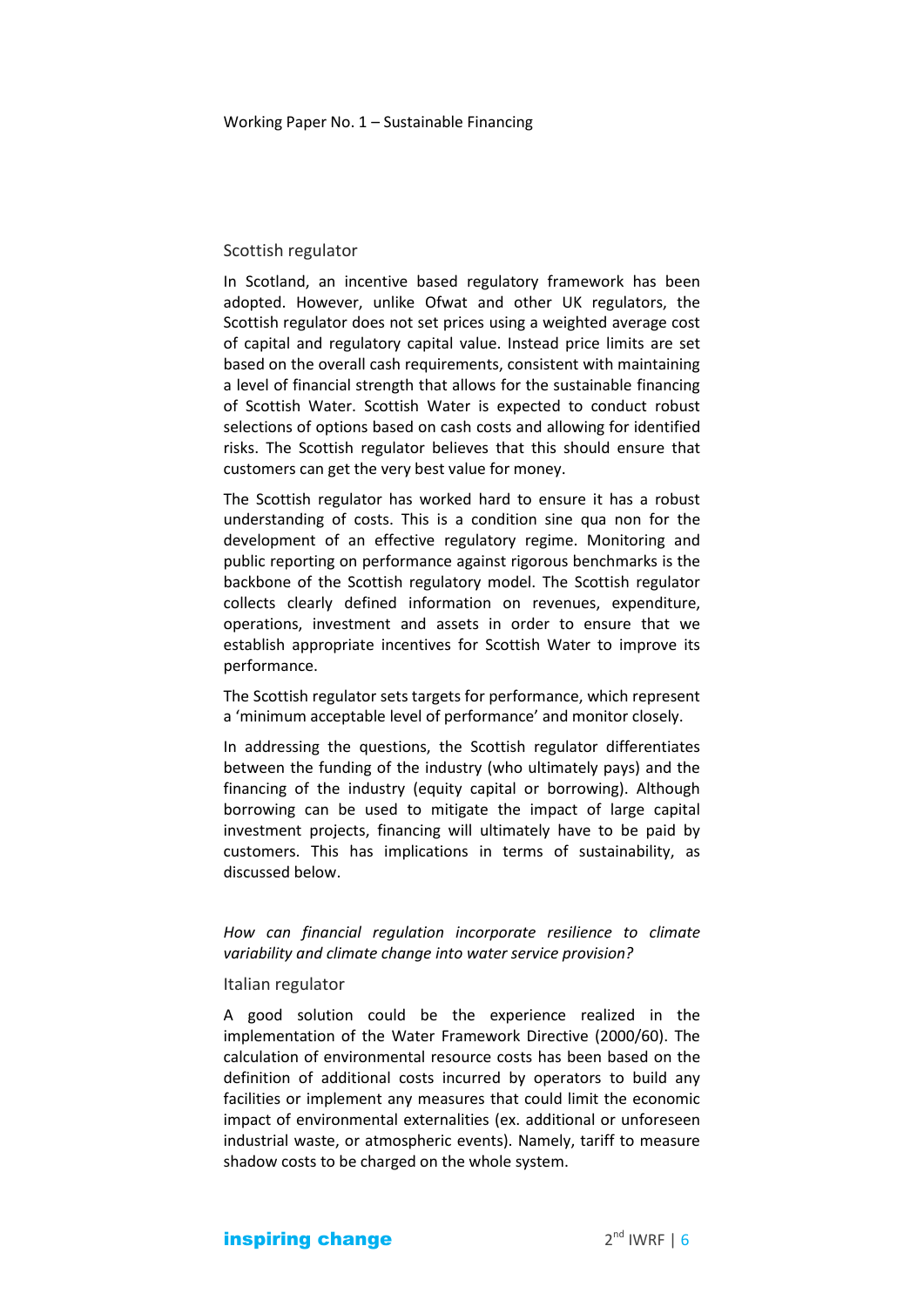### Scottish regulator

In Scotland, an incentive based regulatory framework has been adopted. However, unlike Ofwat and other UK regulators, the Scottish regulator does not set prices using a weighted average cost of capital and regulatory capital value. Instead price limits are set based on the overall cash requirements, consistent with maintaining a level of financial strength that allows for the sustainable financing of Scottish Water. Scottish Water is expected to conduct robust selections of options based on cash costs and allowing for identified risks. The Scottish regulator believes that this should ensure that customers can get the very best value for money.

The Scottish regulator has worked hard to ensure it has a robust understanding of costs. This is a condition sine qua non for the development of an effective regulatory regime. Monitoring and public reporting on performance against rigorous benchmarks is the backbone of the Scottish regulatory model. The Scottish regulator collects clearly defined information on revenues, expenditure, operations, investment and assets in order to ensure that we establish appropriate incentives for Scottish Water to improve its performance.

The Scottish regulator sets targets for performance, which represent a 'minimum acceptable level of performance' and monitor closely.

In addressing the questions, the Scottish regulator differentiates between the funding of the industry (who ultimately pays) and the financing of the industry (equity capital or borrowing). Although borrowing can be used to mitigate the impact of large capital investment projects, financing will ultimately have to be paid by customers. This has implications in terms of sustainability, as discussed below.

*How can financial regulation incorporate resilience to climate variability and climate change into water service provision?*

### Italian regulator

A good solution could be the experience realized in the implementation of the Water Framework Directive (2000/60). The calculation of environmental resource costs has been based on the definition of additional costs incurred by operators to build any facilities or implement any measures that could limit the economic impact of environmental externalities (ex. additional or unforeseen industrial waste, or atmospheric events). Namely, tariff to measure shadow costs to be charged on the whole system.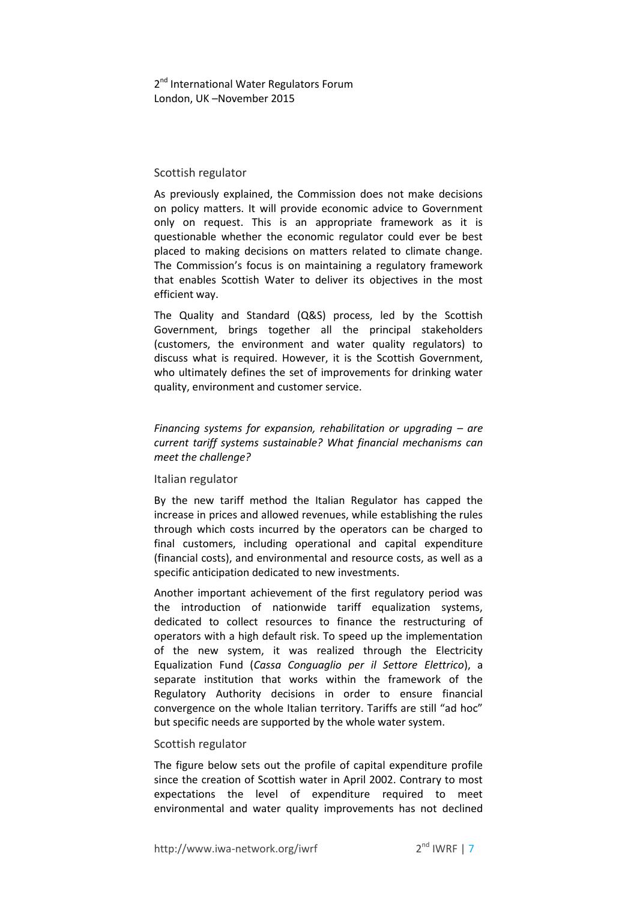### Scottish regulator

As previously explained, the Commission does not make decisions on policy matters. It will provide economic advice to Government only on request. This is an appropriate framework as it is questionable whether the economic regulator could ever be best placed to making decisions on matters related to climate change. The Commission's focus is on maintaining a regulatory framework that enables Scottish Water to deliver its objectives in the most efficient way.

The Quality and Standard (Q&S) process, led by the Scottish Government, brings together all the principal stakeholders (customers, the environment and water quality regulators) to discuss what is required. However, it is the Scottish Government, who ultimately defines the set of improvements for drinking water quality, environment and customer service.

*Financing systems for expansion, rehabilitation or upgrading – are current tariff systems sustainable? What financial mechanisms can meet the challenge?*

### Italian regulator

By the new tariff method the Italian Regulator has capped the increase in prices and allowed revenues, while establishing the rules through which costs incurred by the operators can be charged to final customers, including operational and capital expenditure (financial costs), and environmental and resource costs, as well as a specific anticipation dedicated to new investments.

Another important achievement of the first regulatory period was the introduction of nationwide tariff equalization systems, dedicated to collect resources to finance the restructuring of operators with a high default risk. To speed up the implementation of the new system, it was realized through the Electricity Equalization Fund (*Cassa Conguaglio per il Settore Elettrico*), a separate institution that works within the framework of the Regulatory Authority decisions in order to ensure financial convergence on the whole Italian territory. Tariffs are still "ad hoc" but specific needs are supported by the whole water system.

### Scottish regulator

The figure below sets out the profile of capital expenditure profile since the creation of Scottish water in April 2002. Contrary to most expectations the level of expenditure required to meet environmental and water quality improvements has not declined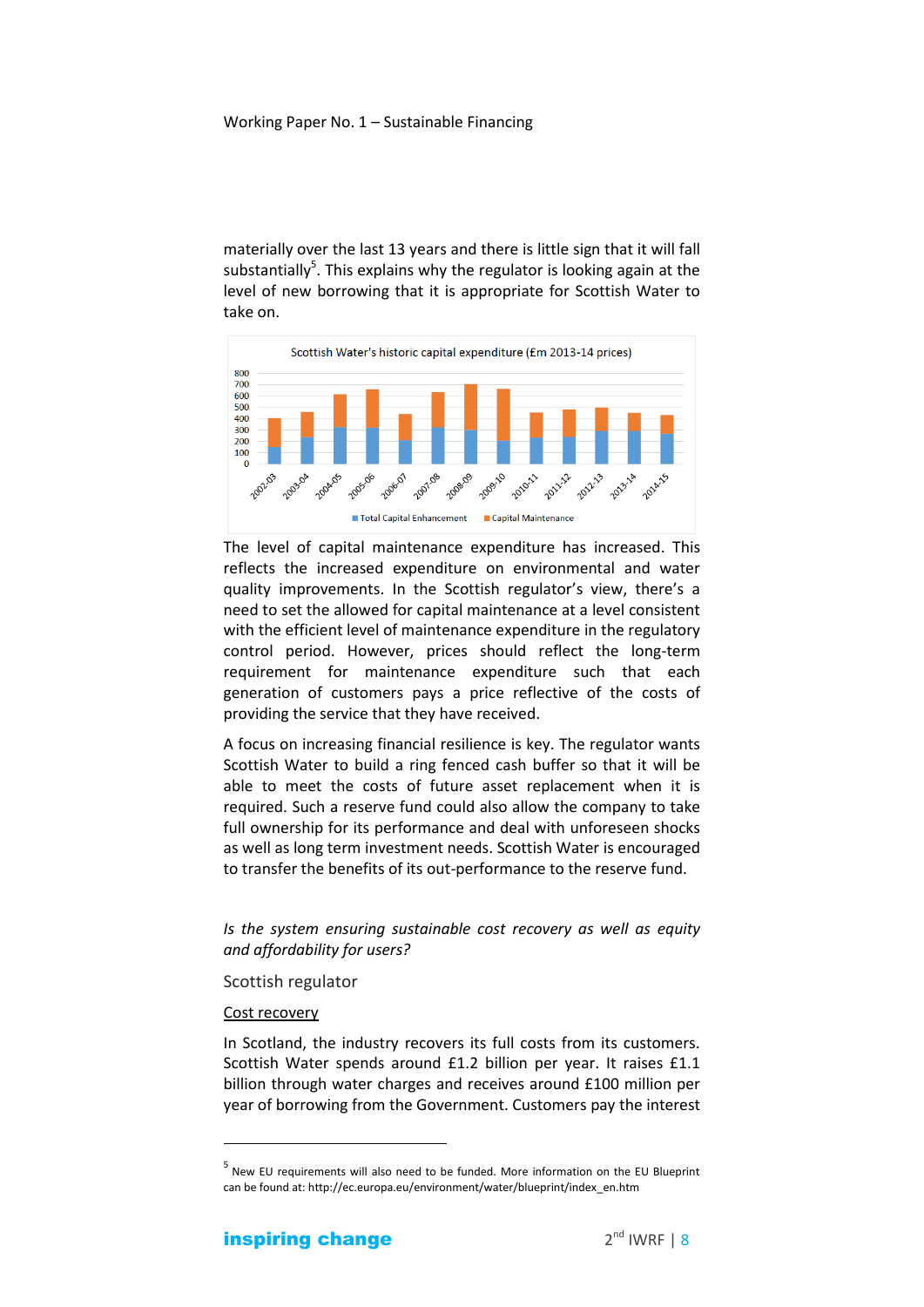materially over the last 13 years and there is little sign that it will fall substantially[5]. This explains why the regulator is looking again at the level of new borrowing that it is appropriate for Scottish Water to take on.

Scottish Water's historic capital expenditure (£m 2013-14 prices)

The level of capital maintenance expenditure has increased. This reflects the increased expenditure on environmental and water quality improvements. In the Scottish regulator's view, there's a need to set the allowed for capital maintenance at a level consistent with the efficient level of maintenance expenditure in the regulatory control period. However, prices should reflect the long-term requirement for maintenance expenditure such that each generation of customers pays a price reflective of the costs of providing the service that they have received.

A focus on increasing financial resilience is key. The regulator wants Scottish Water to build a ring fenced cash buffer so that it will be able to meet the costs of future asset replacement when it is required. Such a reserve fund could also allow the company to take full ownership for its performance and deal with unforeseen shocks as well as long term investment needs. Scottish Water is encouraged to transfer the benefits of its out-performance to the reserve fund.

*Is the system ensuring sustainable cost recovery as well as equity and affordability for users?*

### Scottish regulator

#### Cost recovery

In Scotland, the industry recovers its full costs from its customers. Scottish Water spends around £1.2 billion per year. It raises £1.1 billion through water charges and receives around £100 million per year of borrowing from the Government. Customers pay the interest

---

[5] New EU requirements will also need to be funded. More information on the EU Blueprint can be found at: http://ec.europa.eu/environment/water/blueprint/index_en.htm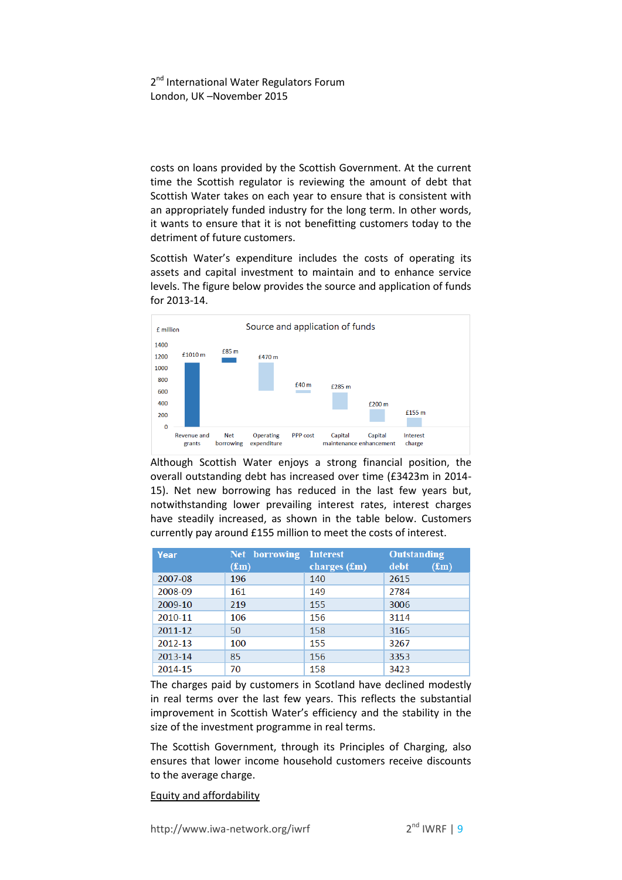costs on loans provided by the Scottish Government. At the current time the Scottish regulator is reviewing the amount of debt that Scottish Water takes on each year to ensure that is consistent with an appropriately funded industry for the long term. In other words, it wants to ensure that it is not benefitting customers today to the detriment of future customers.

Scottish Water's expenditure includes the costs of operating its assets and capital investment to maintain and to enhance service levels. The figure below provides the source and application of funds for 2013-14.

Source and application of funds

£ million

| | Revenue and grants | Net borrowing | Operating expenditure | PPP cost | Capital maintenance | Capital enhancement | Interest charge |
|---|---|---|---|---|---|---|---|
| £ m | £1010 m | £85 m | £470 m | £40 m | £285 m | £200 m | £155 m |

Although Scottish Water enjoys a strong financial position, the overall outstanding debt has increased over time (£3423m in 2014-15). Net new borrowing has reduced in the last few years but, notwithstanding lower prevailing interest rates, interest charges have steadily increased, as shown in the table below. Customers currently pay around £155 million to meet the costs of interest.

| Year | Net borrowing (£m) | Interest charges (£m) | Outstanding debt (£m) |
|---|---|---|---|
| 2007-08 | 196 | 140 | 2615 |
| 2008-09 | 161 | 149 | 2784 |
| 2009-10 | 219 | 155 | 3006 |
| 2010-11 | 106 | 156 | 3114 |
| 2011-12 | 50 | 158 | 3165 |
| 2012-13 | 100 | 155 | 3267 |
| 2013-14 | 85 | 156 | 3353 |
| 2014-15 | 70 | 158 | 3423 |

The charges paid by customers in Scotland have declined modestly in real terms over the last few years. This reflects the substantial improvement in Scottish Water's efficiency and the stability in the size of the investment programme in real terms.

The Scottish Government, through its Principles of Charging, also ensures that lower income household customers receive discounts to the average charge.

Equity and affordability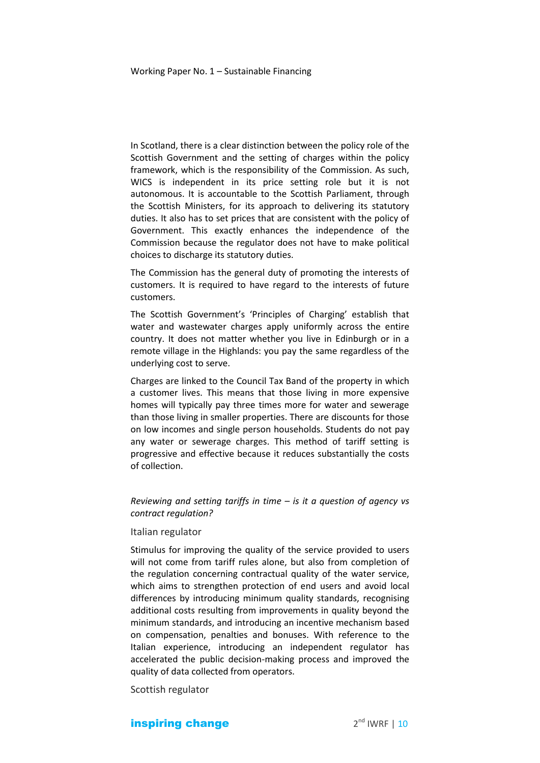In Scotland, there is a clear distinction between the policy role of the Scottish Government and the setting of charges within the policy framework, which is the responsibility of the Commission. As such, WICS is independent in its price setting role but it is not autonomous. It is accountable to the Scottish Parliament, through the Scottish Ministers, for its approach to delivering its statutory duties. It also has to set prices that are consistent with the policy of Government. This exactly enhances the independence of the Commission because the regulator does not have to make political choices to discharge its statutory duties.

The Commission has the general duty of promoting the interests of customers. It is required to have regard to the interests of future customers.

The Scottish Government's 'Principles of Charging' establish that water and wastewater charges apply uniformly across the entire country. It does not matter whether you live in Edinburgh or in a remote village in the Highlands: you pay the same regardless of the underlying cost to serve.

Charges are linked to the Council Tax Band of the property in which a customer lives. This means that those living in more expensive homes will typically pay three times more for water and sewerage than those living in smaller properties. There are discounts for those on low incomes and single person households. Students do not pay any water or sewerage charges. This method of tariff setting is progressive and effective because it reduces substantially the costs of collection.

*Reviewing and setting tariffs in time – is it a question of agency vs contract regulation?*

### Italian regulator

Stimulus for improving the quality of the service provided to users will not come from tariff rules alone, but also from completion of the regulation concerning contractual quality of the water service, which aims to strengthen protection of end users and avoid local differences by introducing minimum quality standards, recognising additional costs resulting from improvements in quality beyond the minimum standards, and introducing an incentive mechanism based on compensation, penalties and bonuses. With reference to the Italian experience, introducing an independent regulator has accelerated the public decision-making process and improved the quality of data collected from operators.

### Scottish regulator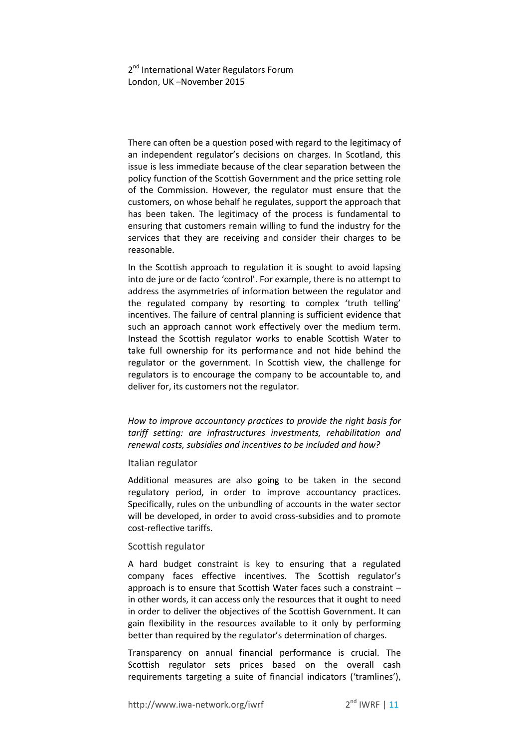There can often be a question posed with regard to the legitimacy of an independent regulator's decisions on charges. In Scotland, this issue is less immediate because of the clear separation between the policy function of the Scottish Government and the price setting role of the Commission. However, the regulator must ensure that the customers, on whose behalf he regulates, support the approach that has been taken. The legitimacy of the process is fundamental to ensuring that customers remain willing to fund the industry for the services that they are receiving and consider their charges to be reasonable.

In the Scottish approach to regulation it is sought to avoid lapsing into de jure or de facto 'control'. For example, there is no attempt to address the asymmetries of information between the regulator and the regulated company by resorting to complex 'truth telling' incentives. The failure of central planning is sufficient evidence that such an approach cannot work effectively over the medium term. Instead the Scottish regulator works to enable Scottish Water to take full ownership for its performance and not hide behind the regulator or the government. In Scottish view, the challenge for regulators is to encourage the company to be accountable to, and deliver for, its customers not the regulator.

*How to improve accountancy practices to provide the right basis for tariff setting: are infrastructures investments, rehabilitation and renewal costs, subsidies and incentives to be included and how?*

### Italian regulator

Additional measures are also going to be taken in the second regulatory period, in order to improve accountancy practices. Specifically, rules on the unbundling of accounts in the water sector will be developed, in order to avoid cross-subsidies and to promote cost-reflective tariffs.

### Scottish regulator

A hard budget constraint is key to ensuring that a regulated company faces effective incentives. The Scottish regulator's approach is to ensure that Scottish Water faces such a constraint – in other words, it can access only the resources that it ought to need in order to deliver the objectives of the Scottish Government. It can gain flexibility in the resources available to it only by performing better than required by the regulator's determination of charges.

Transparency on annual financial performance is crucial. The Scottish regulator sets prices based on the overall cash requirements targeting a suite of financial indicators ('tramlines'),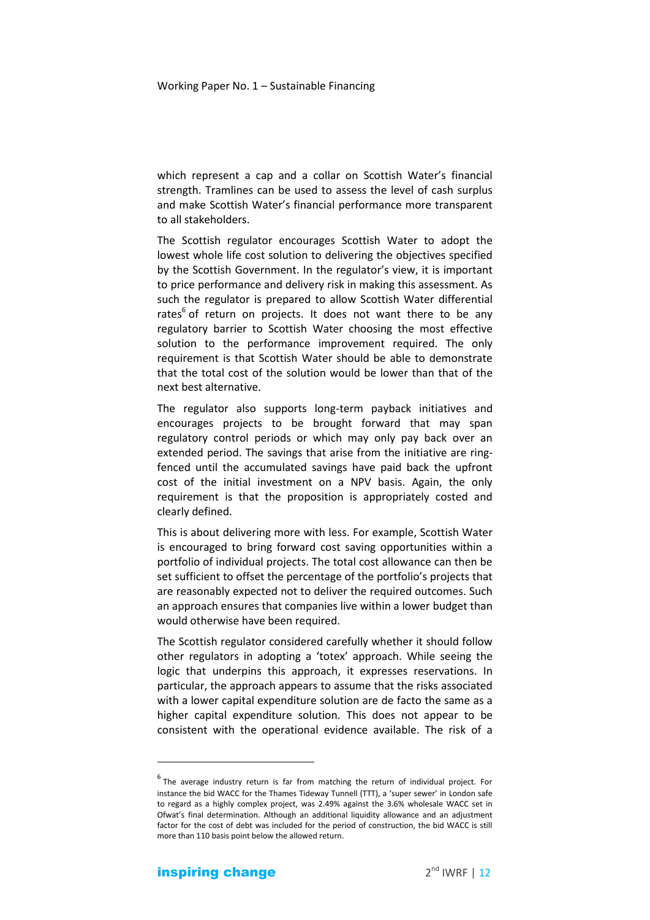which represent a cap and a collar on Scottish Water's financial strength. Tramlines can be used to assess the level of cash surplus and make Scottish Water's financial performance more transparent to all stakeholders.

The Scottish regulator encourages Scottish Water to adopt the lowest whole life cost solution to delivering the objectives specified by the Scottish Government. In the regulator's view, it is important to price performance and delivery risk in making this assessment. As such the regulator is prepared to allow Scottish Water differential rates[6] of return on projects. It does not want there to be any regulatory barrier to Scottish Water choosing the most effective solution to the performance improvement required. The only requirement is that Scottish Water should be able to demonstrate that the total cost of the solution would be lower than that of the next best alternative.

The regulator also supports long-term payback initiatives and encourages projects to be brought forward that may span regulatory control periods or which may only pay back over an extended period. The savings that arise from the initiative are ring-fenced until the accumulated savings have paid back the upfront cost of the initial investment on a NPV basis. Again, the only requirement is that the proposition is appropriately costed and clearly defined.

This is about delivering more with less. For example, Scottish Water is encouraged to bring forward cost saving opportunities within a portfolio of individual projects. The total cost allowance can then be set sufficient to offset the percentage of the portfolio's projects that are reasonably expected not to deliver the required outcomes. Such an approach ensures that companies live within a lower budget than would otherwise have been required.

The Scottish regulator considered carefully whether it should follow other regulators in adopting a 'totex' approach. While seeing the logic that underpins this approach, it expresses reservations. In particular, the approach appears to assume that the risks associated with a lower capital expenditure solution are de facto the same as a higher capital expenditure solution. This does not appear to be consistent with the operational evidence available. The risk of a

---

[6] The average industry return is far from matching the return of individual project. For instance the bid WACC for the Thames Tideway Tunnel (TTT), a 'super sewer' in London safe to regard as a highly complex project, was 2.49% against the 3.6% wholesale WACC set in Ofwat's final determination. Although an additional liquidity allowance and an adjustment factor for the cost of debt was included for the period of construction, the bid WACC is still more than 110 basis point below the allowed return.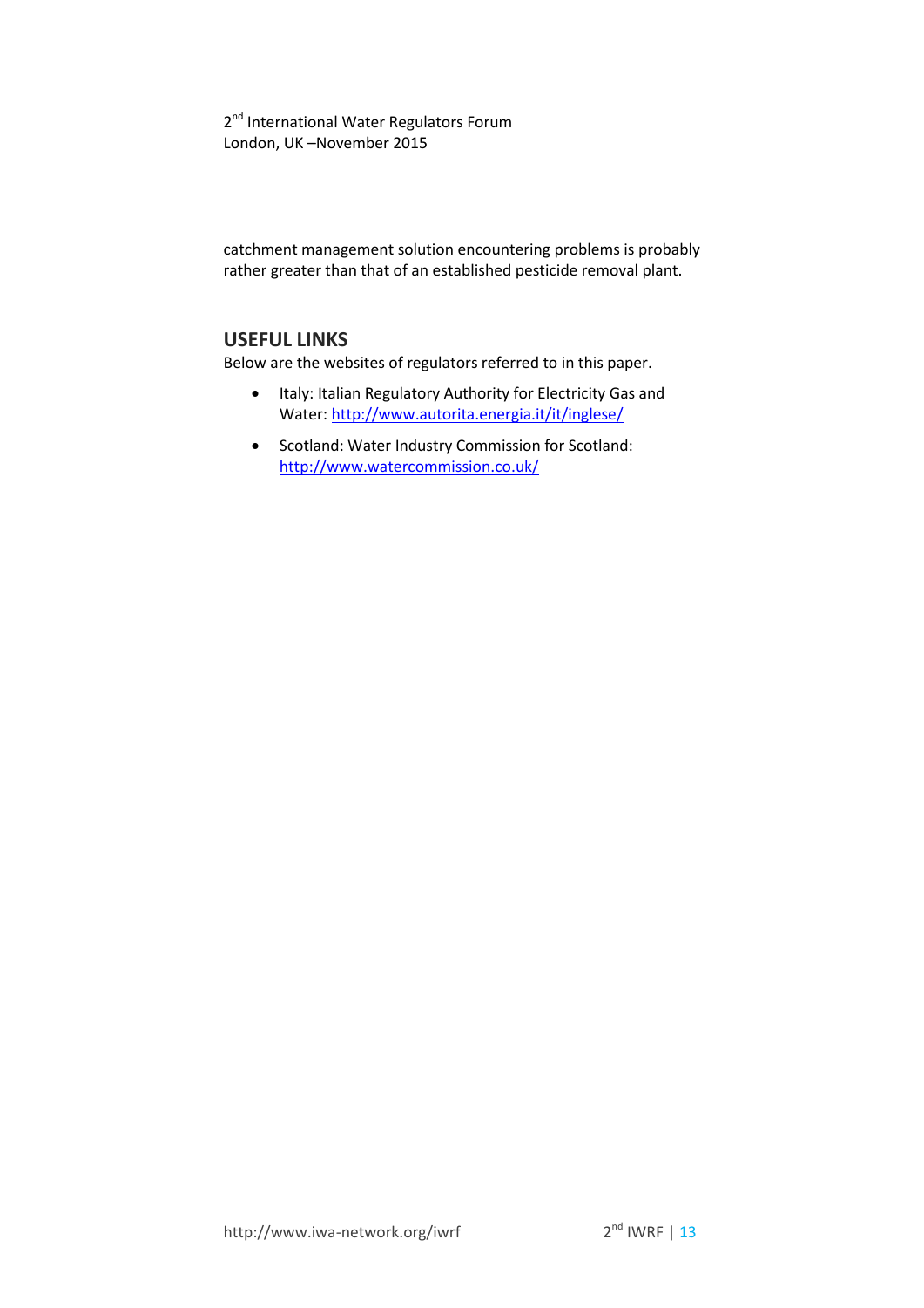catchment management solution encountering problems is probably rather greater than that of an established pesticide removal plant.

## USEFUL LINKS

Below are the websites of regulators referred to in this paper.

- Italy: Italian Regulatory Authority for Electricity Gas and Water: http://www.autorita.energia.it/it/inglese/
- Scotland: Water Industry Commission for Scotland: http://www.watercommission.co.uk/